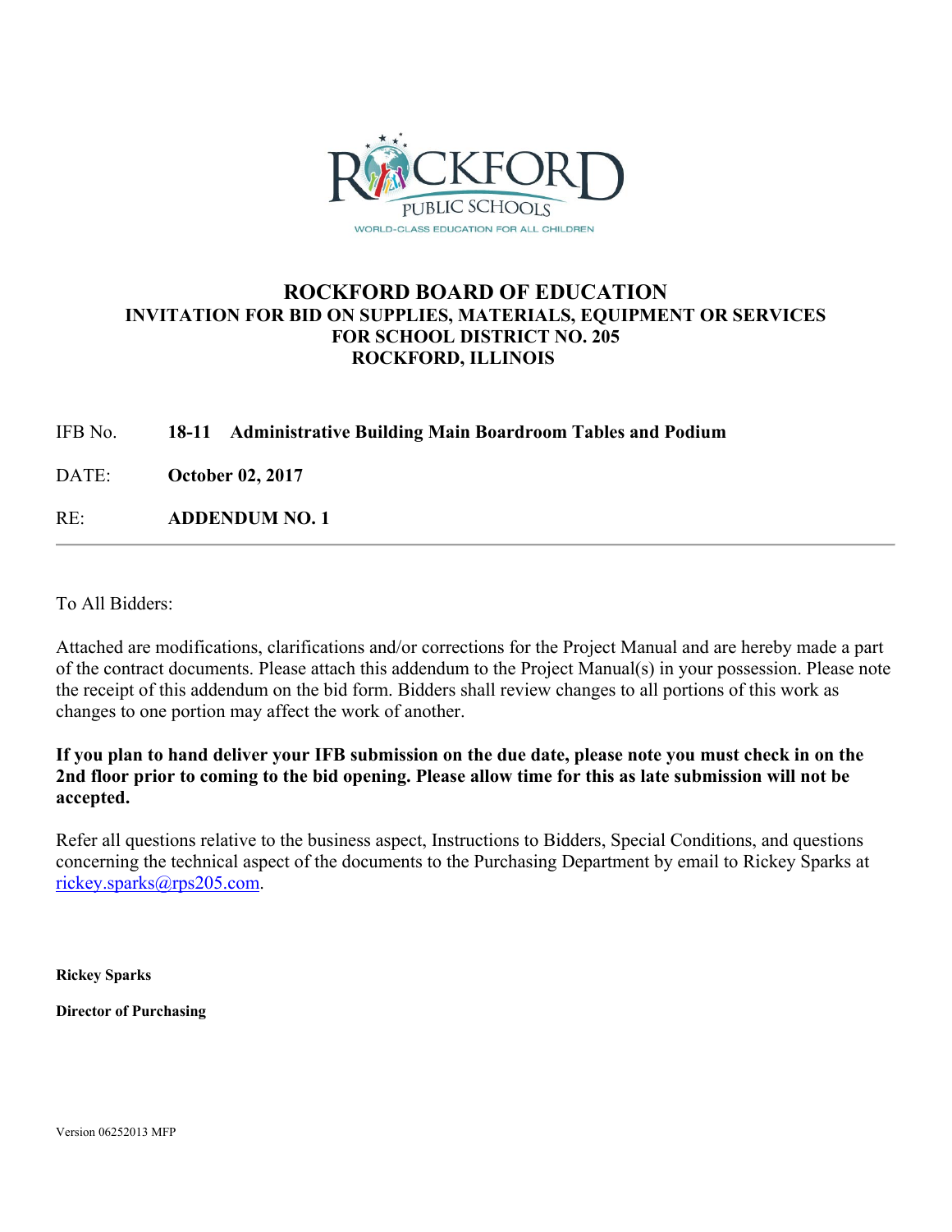ROCKFORD PUBLIC SCHOOLS

WORLD-CLASS EDUCATION FOR ALL CHILDREN

# ROCKFORD BOARD OF EDUCATION

## INVITATION FOR BID ON SUPPLIES, MATERIALS, EQUIPMENT OR SERVICES FOR SCHOOL DISTRICT NO. 205 ROCKFORD, ILLINOIS

IFB No. **18-11 Administrative Building Main Boardroom Tables and Podium**

DATE: **October 02, 2017**

RE: **ADDENDUM NO. 1**

---

To All Bidders:

Attached are modifications, clarifications and/or corrections for the Project Manual and are hereby made a part of the contract documents. Please attach this addendum to the Project Manual(s) in your possession. Please note the receipt of this addendum on the bid form. Bidders shall review changes to all portions of this work as changes to one portion may affect the work of another.

**If you plan to hand deliver your IFB submission on the due date, please note you must check in on the 2nd floor prior to coming to the bid opening. Please allow time for this as late submission will not be accepted.**

Refer all questions relative to the business aspect, Instructions to Bidders, Special Conditions, and questions concerning the technical aspect of the documents to the Purchasing Department by email to Rickey Sparks at rickey.sparks@rps205.com.

**Rickey Sparks**

**Director of Purchasing**

Version 06252013 MFP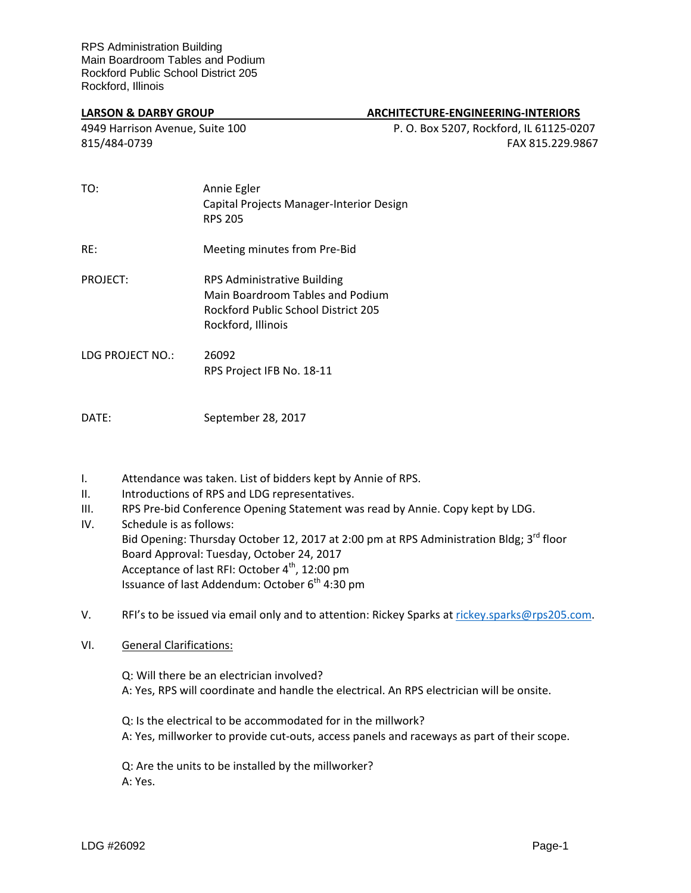RPS Administration Building
Main Boardroom Tables and Podium
Rockford Public School District 205
Rockford, Illinois

**LARSON & DARBY GROUP** **ARCHITECTURE-ENGINEERING-INTERIORS**

4949 Harrison Avenue, Suite 100
815/484-0739

P. O. Box 5207, Rockford, IL 61125-0207
FAX 815.229.9867

TO: Annie Egler
Capital Projects Manager-Interior Design
RPS 205

RE: Meeting minutes from Pre-Bid

PROJECT: RPS Administrative Building
Main Boardroom Tables and Podium
Rockford Public School District 205
Rockford, Illinois

LDG PROJECT NO.: 26092
RPS Project IFB No. 18-11

DATE: September 28, 2017

I. Attendance was taken. List of bidders kept by Annie of RPS.

II. Introductions of RPS and LDG representatives.

III. RPS Pre-bid Conference Opening Statement was read by Annie. Copy kept by LDG.

IV. Schedule is as follows:
Bid Opening: Thursday October 12, 2017 at 2:00 pm at RPS Administration Bldg; 3rd floor
Board Approval: Tuesday, October 24, 2017
Acceptance of last RFI: October 4th, 12:00 pm
Issuance of last Addendum: October 6th 4:30 pm

V. RFI's to be issued via email only and to attention: Rickey Sparks at rickey.sparks@rps205.com.

VI. General Clarifications:

Q: Will there be an electrician involved?
A: Yes, RPS will coordinate and handle the electrical. An RPS electrician will be onsite.

Q: Is the electrical to be accommodated for in the millwork?
A: Yes, millworker to provide cut-outs, access panels and raceways as part of their scope.

Q: Are the units to be installed by the millworker?
A: Yes.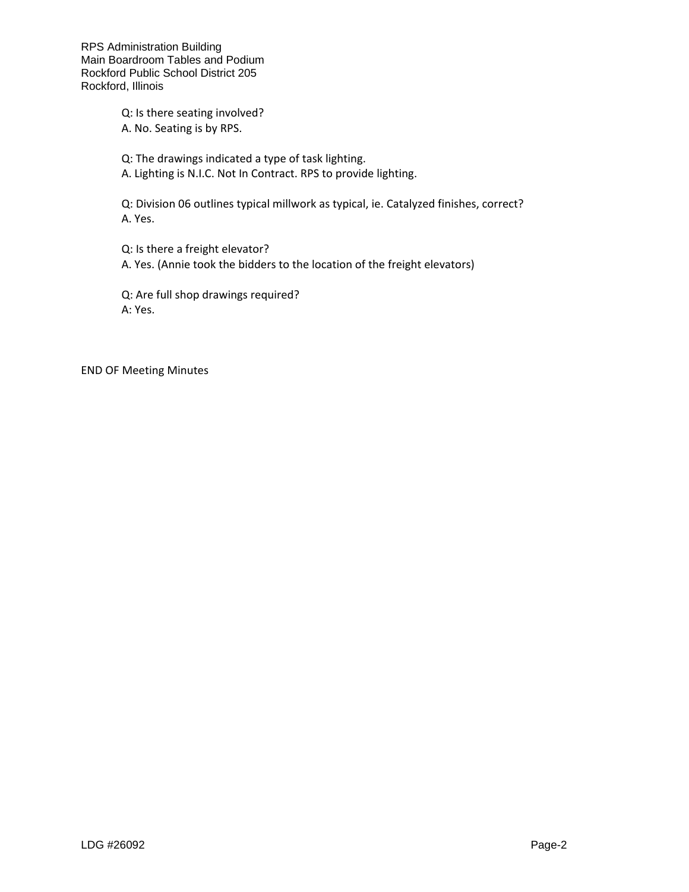Q: Is there seating involved?
A. No. Seating is by RPS.

Q: The drawings indicated a type of task lighting.
A. Lighting is N.I.C. Not In Contract. RPS to provide lighting.

Q: Division 06 outlines typical millwork as typical, ie. Catalyzed finishes, correct?
A. Yes.

Q: Is there a freight elevator?
A. Yes. (Annie took the bidders to the location of the freight elevators)

Q: Are full shop drawings required?
A: Yes.

END OF Meeting Minutes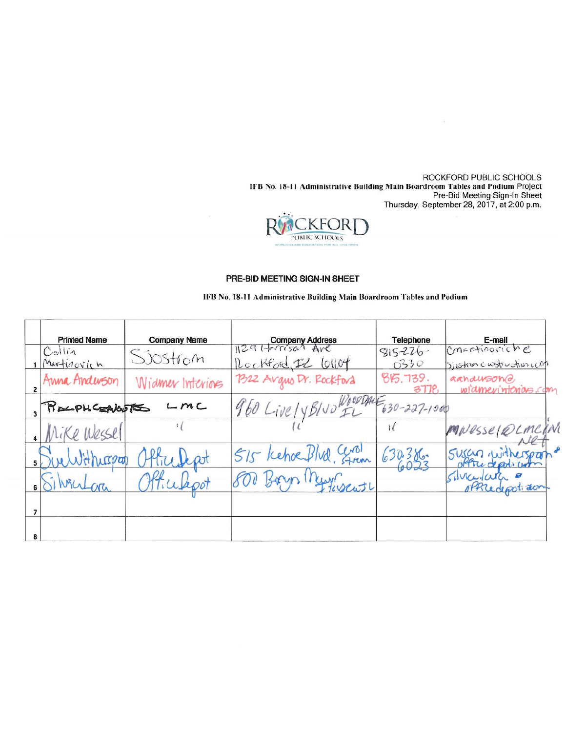ROCKFORD PUBLIC SCHOOLS
**IFB No. 18-11 Administrative Building Main Boardroom Tables and Podium** Project
Pre-Bid Meeting Sign-In Sheet
Thursday, September 28, 2017, at 2:00 p.m.

ROCKFORD PUBLIC SCHOOLS

## PRE-BID MEETING SIGN-IN SHEET

**IFB No. 18-11 Administrative Building Main Boardroom Tables and Podium**

| | Printed Name | Company Name | Company Address | Telephone | E-mail |
|---|---|---|---|---|---|
| 1 | Collin Martinovich | Sjostrom | 1129 Harrison Ave Rockford, IL 61104 | 815-226-0330 | cmartinovich@sjostromconstruction.com |
| 2 | Anna Anderson | Widmer Interiors | 7322 Argus Dr. Rockford | 815.739.3778 | aanderson@widmerinteriors.com |
| 3 | RALPH CERVANTES | LMC | 960 Lively Blvd Wood Dale IL | 630-227-1000 | |
| 4 | Mike Wessel | " | " | " | mwessel@lmcinet.net |
| 5 | Sue Witherspoon | Office Depot | 515 Kehoe Blvd. Carol Stream | 630.386.6023 | susan.witherspoon@officedepot.com |
| 6 | Silvia Lara | Office Depot | 800 Bryn Mawr Itasca IL | | silvia.lara@officedepot.com |
| 7 | | | | | |
| 8 | | | | | |